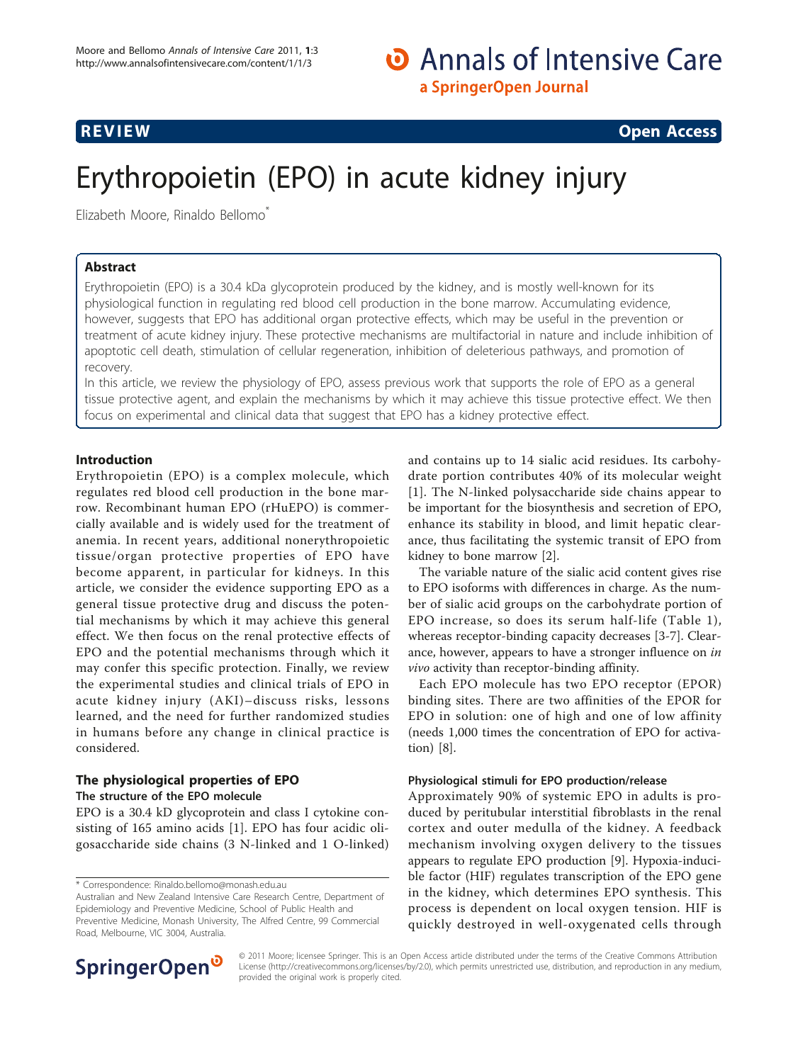REVIEW Open Access

# Erythropoietin (EPO) in acute kidney injury

Elizabeth Moore, Rinaldo Bellomo*

## Abstract

Erythropoietin (EPO) is a 30.4 kDa glycoprotein produced by the kidney, and is mostly well-known for its physiological function in regulating red blood cell production in the bone marrow. Accumulating evidence, however, suggests that EPO has additional organ protective effects, which may be useful in the prevention or treatment of acute kidney injury. These protective mechanisms are multifactorial in nature and include inhibition of apoptotic cell death, stimulation of cellular regeneration, inhibition of deleterious pathways, and promotion of recovery.

In this article, we review the physiology of EPO, assess previous work that supports the role of EPO as a general tissue protective agent, and explain the mechanisms by which it may achieve this tissue protective effect. We then focus on experimental and clinical data that suggest that EPO has a kidney protective effect.

## Introduction

Erythropoietin (EPO) is a complex molecule, which regulates red blood cell production in the bone marrow. Recombinant human EPO (rHuEPO) is commercially available and is widely used for the treatment of anemia. In recent years, additional nonerythropoietic tissue/organ protective properties of EPO have become apparent, in particular for kidneys. In this article, we consider the evidence supporting EPO as a general tissue protective drug and discuss the potential mechanisms by which it may achieve this general effect. We then focus on the renal protective effects of EPO and the potential mechanisms through which it may confer this specific protection. Finally, we review the experimental studies and clinical trials of EPO in acute kidney injury (AKI)–discuss risks, lessons learned, and the need for further randomized studies in humans before any change in clinical practice is considered.

## The physiological properties of EPO

### The structure of the EPO molecule

EPO is a 30.4 kD glycoprotein and class I cytokine consisting of 165 amino acids [1]. EPO has four acidic oligosaccharide side chains (3 N-linked and 1 O-linked) and contains up to 14 sialic acid residues. Its carbohydrate portion contributes 40% of its molecular weight [1]. The N-linked polysaccharide side chains appear to be important for the biosynthesis and secretion of EPO, enhance its stability in blood, and limit hepatic clearance, thus facilitating the systemic transit of EPO from kidney to bone marrow [2].

The variable nature of the sialic acid content gives rise to EPO isoforms with differences in charge. As the number of sialic acid groups on the carbohydrate portion of EPO increase, so does its serum half-life (Table 1), whereas receptor-binding capacity decreases [3-7]. Clearance, however, appears to have a stronger influence on *in vivo* activity than receptor-binding affinity.

Each EPO molecule has two EPO receptor (EPOR) binding sites. There are two affinities of the EPOR for EPO in solution: one of high and one of low affinity (needs 1,000 times the concentration of EPO for activation) [8].

#### Physiological stimuli for EPO production/release

Approximately 90% of systemic EPO in adults is produced by peritubular interstitial fibroblasts in the renal cortex and outer medulla of the kidney. A feedback mechanism involving oxygen delivery to the tissues appears to regulate EPO production [9]. Hypoxia-inducible factor (HIF) regulates transcription of the EPO gene in the kidney, which determines EPO synthesis. This process is dependent on local oxygen tension. HIF is quickly destroyed in well-oxygenated cells through

* Correspondence: Rinaldo.bellomo@monash.edu.au
Australian and New Zealand Intensive Care Research Centre, Department of Epidemiology and Preventive Medicine, School of Public Health and Preventive Medicine, Monash University, The Alfred Centre, 99 Commercial Road, Melbourne, VIC 3004, Australia.

© 2011 Moore; licensee Springer. This is an Open Access article distributed under the terms of the Creative Commons Attribution License (http://creativecommons.org/licenses/by/2.0), which permits unrestricted use, distribution, and reproduction in any medium, provided the original work is properly cited.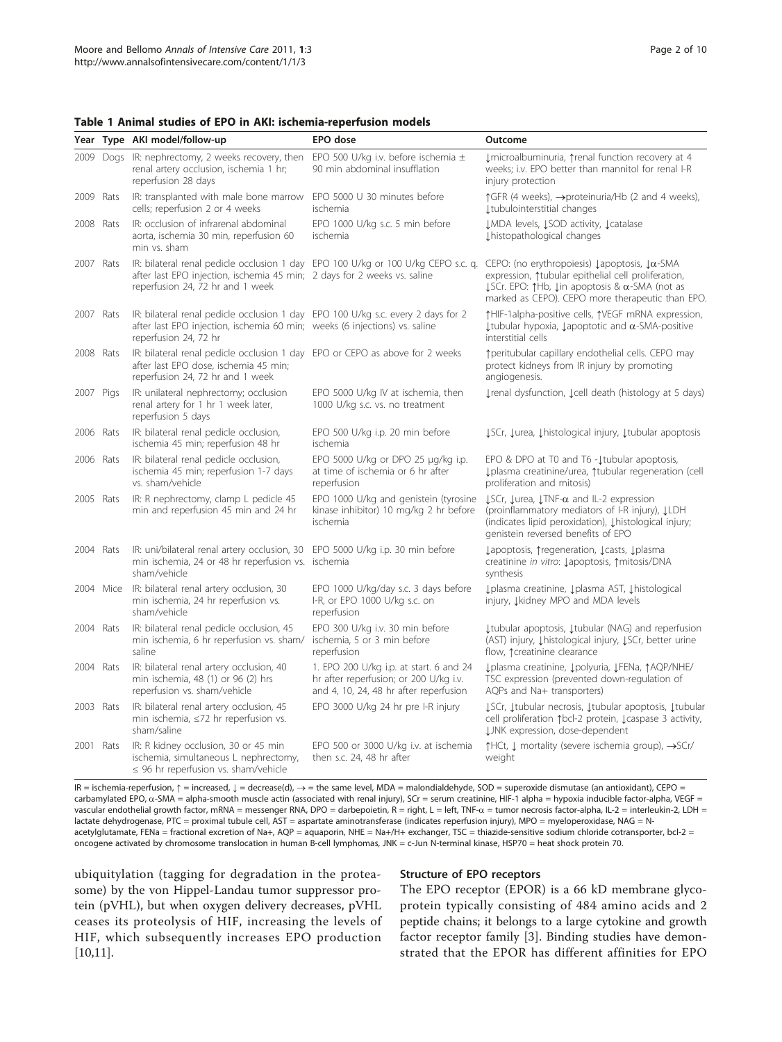**Table 1 Animal studies of EPO in AKI: ischemia-reperfusion models**

| Year | Type | AKI model/follow-up | EPO dose | Outcome |
|---|---|---|---|---|
| 2009 | Dogs | IR: nephrectomy, 2 weeks recovery, then renal artery occlusion, ischemia 1 hr; reperfusion 28 days | EPO 500 U/kg i.v. before ischemia ± 90 min abdominal insufflation | ↓microalbuminuria, ↑renal function recovery at 4 weeks; i.v. EPO better than mannitol for renal I-R injury protection |
| 2009 | Rats | IR: transplanted with male bone marrow cells; reperfusion 2 or 4 weeks | EPO 5000 U 30 minutes before ischemia | ↑GFR (4 weeks), →proteinuria/Hb (2 and 4 weeks), ↓tubulointerstitial changes |
| 2008 | Rats | IR: occlusion of infrarenal abdominal aorta, ischemia 30 min, reperfusion 60 min vs. sham | EPO 1000 U/kg s.c. 5 min before ischemia | ↓MDA levels, ↓SOD activity, ↓catalase ↓histopathological changes |
| 2007 | Rats | IR: bilateral renal pedicle occlusion 1 day after last EPO injection, ischemia 45 min; reperfusion 24, 72 hr and 1 week | EPO 100 U/kg or 100 U/kg CEPO s.c. q. 2 days for 2 weeks vs. saline | CEPO: (no erythropoiesis) ↓apoptosis, ↓α-SMA expression, ↑tubular epithelial cell proliferation, ↓SCr. EPO: ↑Hb, ↓in apoptosis & α-SMA (not as marked as CEPO). CEPO more therapeutic than EPO. |
| 2007 | Rats | IR: bilateral renal pedicle occlusion 1 day after last EPO injection, ischemia 60 min; reperfusion 24, 72 hr | EPO 100 U/kg s.c. every 2 days for 2 weeks (6 injections) vs. saline | ↑HIF-1alpha-positive cells, ↑VEGF mRNA expression, ↓tubular hypoxia, ↓apoptotic and α-SMA-positive interstitial cells |
| 2008 | Rats | IR: bilateral renal pedicle occlusion 1 day after last EPO dose, ischemia 45 min; reperfusion 24, 72 hr and 1 week | EPO or CEPO as above for 2 weeks | ↑peritubular capillary endothelial cells. CEPO may protect kidneys from IR injury by promoting angiogenesis. |
| 2007 | Pigs | IR: unilateral nephrectomy; occlusion renal artery for 1 hr 1 week later, reperfusion 5 days | EPO 5000 U/kg IV at ischemia, then 1000 U/kg s.c. vs. no treatment | ↓renal dysfunction, ↓cell death (histology at 5 days) |
| 2006 | Rats | IR: bilateral renal pedicle occlusion, ischemia 45 min; reperfusion 48 hr | EPO 500 U/kg i.p. 20 min before ischemia | ↓SCr, ↓urea, ↓histological injury, ↓tubular apoptosis |
| 2006 | Rats | IR: bilateral renal pedicle occlusion, ischemia 45 min; reperfusion 1-7 days vs. sham/vehicle | EPO 5000 U/kg or DPO 25 μg/kg i.p. at time of ischemia or 6 hr after reperfusion | EPO & DPO at T0 and T6 -↓tubular apoptosis, ↓plasma creatinine/urea, ↑tubular regeneration (cell proliferation and mitosis) |
| 2005 | Rats | IR: R nephrectomy, clamp L pedicle 45 min and reperfusion 45 min and 24 hr | EPO 1000 U/kg and genistein (tyrosine kinase inhibitor) 10 mg/kg 2 hr before ischemia | ↓SCr, ↓urea, ↓TNF-α and IL-2 expression (proinflammatory mediators of I-R injury), ↓LDH (indicates lipid peroxidation), ↓histological injury; genistein reversed benefits of EPO |
| 2004 | Rats | IR: uni/bilateral renal artery occlusion, 30 min ischemia, 24 or 48 hr reperfusion vs. sham/vehicle | EPO 5000 U/kg i.p. 30 min before ischemia | ↓apoptosis, ↑regeneration, ↓casts, ↓plasma creatinine *in vitro*: ↓apoptosis, ↑mitosis/DNA synthesis |
| 2004 | Mice | IR: bilateral renal artery occlusion, 30 min ischemia, 24 hr reperfusion vs. sham/vehicle | EPO 1000 U/kg/day s.c. 3 days before I-R, or EPO 1000 U/kg s.c. on reperfusion | ↓plasma creatinine, ↓plasma AST, ↓histological injury, ↓kidney MPO and MDA levels |
| 2004 | Rats | IR: bilateral renal pedicle occlusion, 45 min ischemia, 6 hr reperfusion vs. sham/saline | EPO 300 U/kg i.v. 30 min before ischemia, 5 or 3 min before reperfusion | ↓tubular apoptosis, ↓tubular (NAG) and reperfusion (AST) injury, ↓histological injury, ↓SCr, better urine flow, ↑creatinine clearance |
| 2004 | Rats | IR: bilateral renal artery occlusion, 40 min ischemia, 48 (1) or 96 (2) hrs reperfusion vs. sham/vehicle | 1. EPO 200 U/kg i.p. at start. 6 and 24 hr after reperfusion; or 200 U/kg i.v. and 4, 10, 24, 48 hr after reperfusion | ↓plasma creatinine, ↓polyuria, ↓FENa, ↑AQP/NHE/TSC expression (prevented down-regulation of AQPs and Na+ transporters) |
| 2003 | Rats | IR: bilateral renal artery occlusion, 45 min ischemia, ≤72 hr reperfusion vs. sham/saline | EPO 3000 U/kg 24 hr pre I-R injury | ↓SCr, ↓tubular necrosis, ↓tubular apoptosis, ↓tubular cell proliferation ↑bcl-2 protein, ↓caspase 3 activity, ↓JNK expression, dose-dependent |
| 2001 | Rats | IR: R kidney occlusion, 30 or 45 min ischemia, simultaneous L nephrectomy, ≤ 96 hr reperfusion vs. sham/vehicle | EPO 500 or 3000 U/kg i.v. at ischemia then s.c. 24, 48 hr after | ↑HCt, ↓ mortality (severe ischemia group), →SCr/weight |

IR = ischemia-reperfusion, ↑ = increased, ↓ = decrease(d), → = the same level, MDA = malondialdehyde, SOD = superoxide dismutase (an antioxidant), CEPO = carbamylated EPO, α-SMA = alpha-smooth muscle actin (associated with renal injury), SCr = serum creatinine, HIF-1 alpha = hypoxia inducible factor-alpha, VEGF = vascular endothelial growth factor, mRNA = messenger RNA, DPO = darbepoietin, R = right, L = left, TNF-α = tumor necrosis factor-alpha, IL-2 = interleukin-2, LDH = lactate dehydrogenase, PTC = proximal tubule cell, AST = aspartate aminotransferase (indicates reperfusion injury), MPO = myeloperoxidase, NAG = N-acetylglutamate, FENa = fractional excretion of Na+, AQP = aquaporin, NHE = Na+/H+ exchanger, TSC = thiazide-sensitive sodium chloride cotransporter, bcl-2 = oncogene activated by chromosome translocation in human B-cell lymphomas, JNK = c-Jun N-terminal kinase, HSP70 = heat shock protein 70.

ubiquitylation (tagging for degradation in the proteasome) by the von Hippel-Landau tumor suppressor protein (pVHL), but when oxygen delivery decreases, pVHL ceases its proteolysis of HIF, increasing the levels of HIF, which subsequently increases EPO production [10,11].

### Structure of EPO receptors

The EPO receptor (EPOR) is a 66 kD membrane glycoprotein typically consisting of 484 amino acids and 2 peptide chains; it belongs to a large cytokine and growth factor receptor family [3]. Binding studies have demonstrated that the EPOR has different affinities for EPO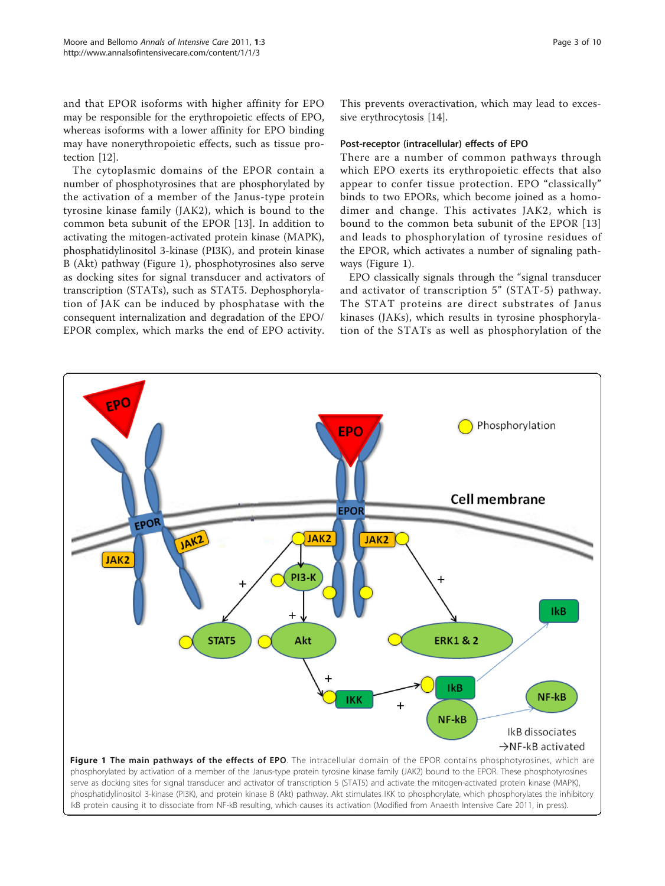and that EPOR isoforms with higher affinity for EPO may be responsible for the erythropoietic effects of EPO, whereas isoforms with a lower affinity for EPO binding may have nonerythropoietic effects, such as tissue protection [12].

The cytoplasmic domains of the EPOR contain a number of phosphotyrosines that are phosphorylated by the activation of a member of the Janus-type protein tyrosine kinase family (JAK2), which is bound to the common beta subunit of the EPOR [13]. In addition to activating the mitogen-activated protein kinase (MAPK), phosphatidylinositol 3-kinase (PI3K), and protein kinase B (Akt) pathway (Figure 1), phosphotyrosines also serve as docking sites for signal transducer and activators of transcription (STATs), such as STAT5. Dephosphorylation of JAK can be induced by phosphatase with the consequent internalization and degradation of the EPO/EPOR complex, which marks the end of EPO activity. This prevents overactivation, which may lead to excessive erythrocytosis [14].

### Post-receptor (intracellular) effects of EPO

There are a number of common pathways through which EPO exerts its erythropoietic effects that also appear to confer tissue protection. EPO "classically" binds to two EPORs, which become joined as a homodimer and change. This activates JAK2, which is bound to the common beta subunit of the EPOR [13] and leads to phosphorylation of tyrosine residues of the EPOR, which activates a number of signaling pathways (Figure 1).

EPO classically signals through the "signal transducer and activator of transcription 5" (STAT-5) pathway. The STAT proteins are direct substrates of Janus kinases (JAKs), which results in tyrosine phosphorylation of the STATs as well as phosphorylation of the

**Figure 1 The main pathways of the effects of EPO**. The intracellular domain of the EPOR contains phosphotyrosines, which are phosphorylated by activation of a member of the Janus-type protein tyrosine kinase family (JAK2) bound to the EPOR. These phosphotyrosines serve as docking sites for signal transducer and activator of transcription 5 (STAT5) and activate the mitogen-activated protein kinase (MAPK), phosphatidylinositol 3-kinase (PI3K), and protein kinase B (Akt) pathway. Akt stimulates IKK to phosphorylate, which phosphorylates the inhibitory IkB protein causing it to dissociate from NF-kB resulting, which causes its activation (Modified from Anaesth Intensive Care 2011, in press).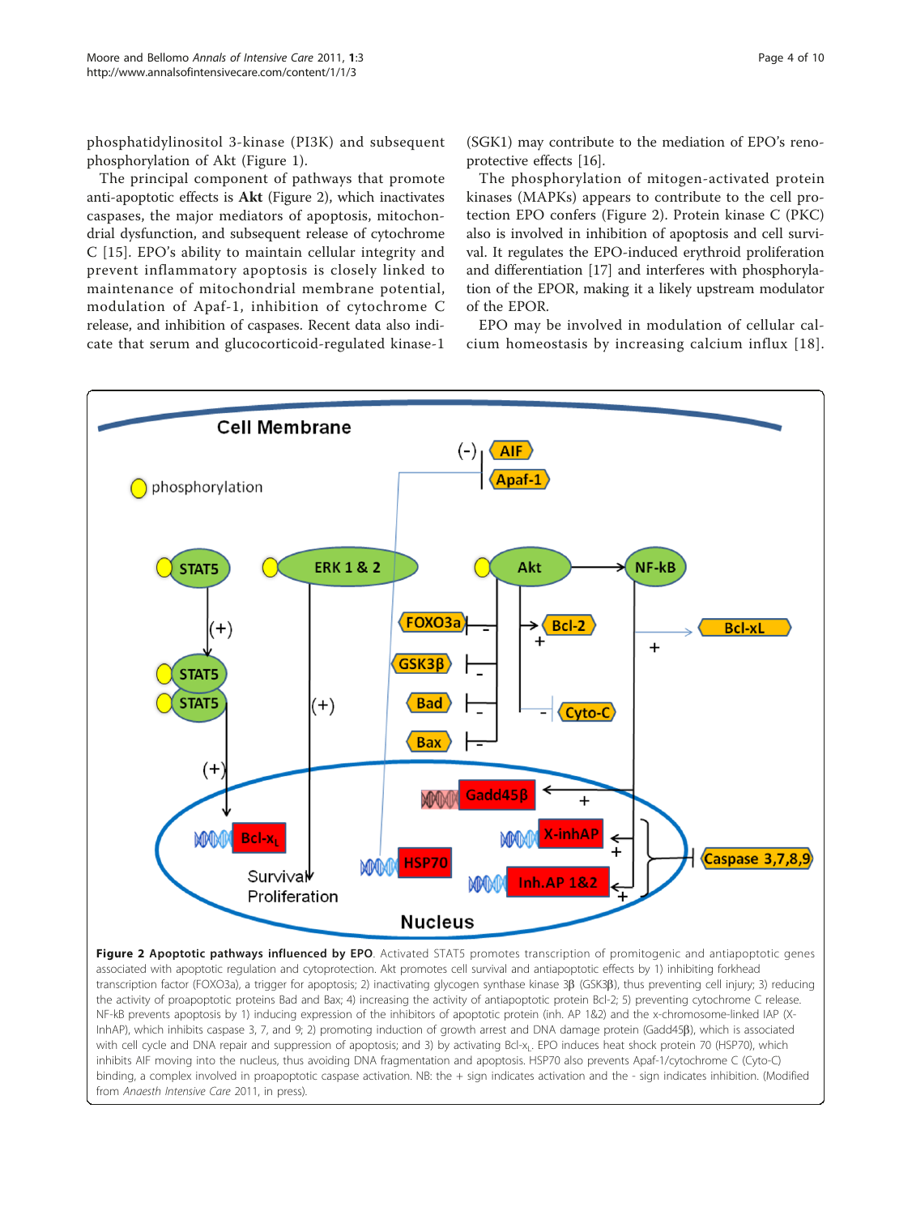phosphatidylinositol 3-kinase (PI3K) and subsequent phosphorylation of Akt (Figure 1).

The principal component of pathways that promote anti-apoptotic effects is **Akt** (Figure 2), which inactivates caspases, the major mediators of apoptosis, mitochondrial dysfunction, and subsequent release of cytochrome C [15]. EPO's ability to maintain cellular integrity and prevent inflammatory apoptosis is closely linked to maintenance of mitochondrial membrane potential, modulation of Apaf-1, inhibition of cytochrome C release, and inhibition of caspases. Recent data also indicate that serum and glucocorticoid-regulated kinase-1 (SGK1) may contribute to the mediation of EPO's renoprotective effects [16].

The phosphorylation of mitogen-activated protein kinases (MAPKs) appears to contribute to the cell protection EPO confers (Figure 2). Protein kinase C (PKC) also is involved in inhibition of apoptosis and cell survival. It regulates the EPO-induced erythroid proliferation and differentiation [17] and interferes with phosphorylation of the EPOR, making it a likely upstream modulator of the EPOR.

EPO may be involved in modulation of cellular calcium homeostasis by increasing calcium influx [18].

**Figure 2 Apoptotic pathways influenced by EPO**. Activated STAT5 promotes transcription of promitogenic and antiapoptotic genes associated with apoptotic regulation and cytoprotection. Akt promotes cell survival and antiapoptotic effects by 1) inhibiting forkhead transcription factor (FOXO3a), a trigger for apoptosis; 2) inactivating glycogen synthase kinase 3β (GSK3β), thus preventing cell injury; 3) reducing the activity of proapoptotic proteins Bad and Bax; 4) increasing the activity of antiapoptotic protein Bcl-2; 5) preventing cytochrome C release. NF-kB prevents apoptosis by 1) inducing expression of the inhibitors of apoptotic protein (inh. AP 1&2) and the x-chromosome-linked IAP (X-InhAP), which inhibits caspase 3, 7, and 9; 2) promoting induction of growth arrest and DNA damage protein (Gadd45β), which is associated with cell cycle and DNA repair and suppression of apoptosis; and 3) by activating Bcl-$x_L$. EPO induces heat shock protein 70 (HSP70), which inhibits AIF moving into the nucleus, thus avoiding DNA fragmentation and apoptosis. HSP70 also prevents Apaf-1/cytochrome C (Cyto-C) binding, a complex involved in proapoptotic caspase activation. NB: the + sign indicates activation and the - sign indicates inhibition. (Modified from *Anaesth Intensive Care* 2011, in press).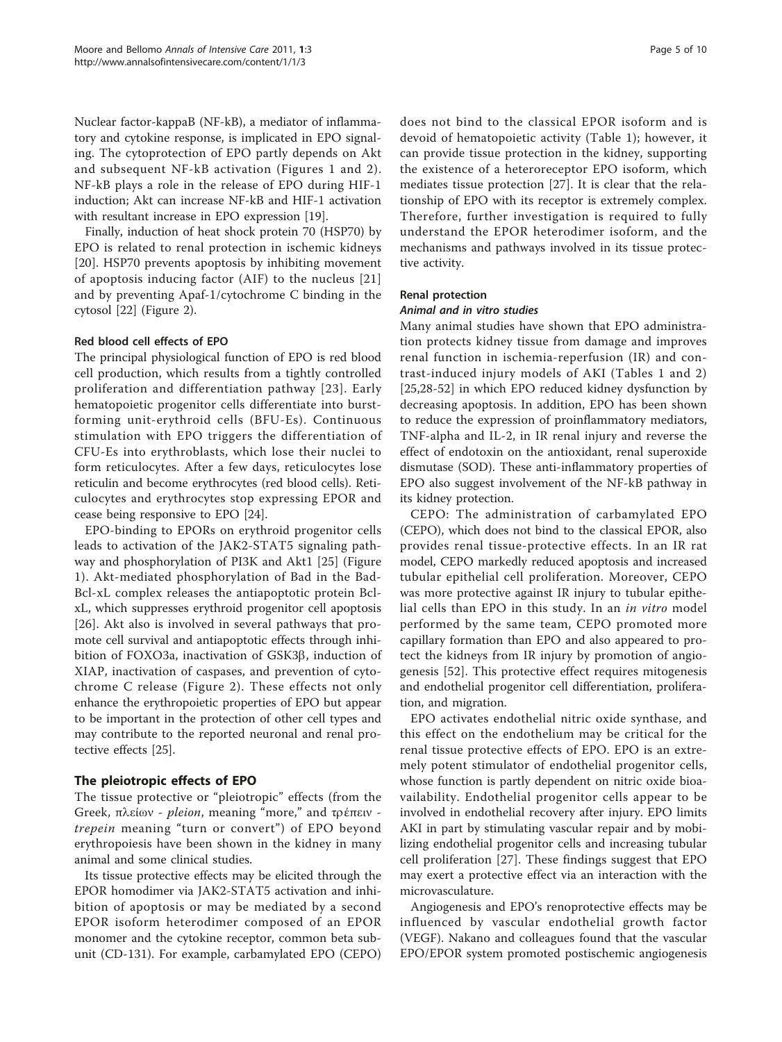Nuclear factor-kappaB (NF-kB), a mediator of inflammatory and cytokine response, is implicated in EPO signaling. The cytoprotection of EPO partly depends on Akt and subsequent NF-kB activation (Figures 1 and 2). NF-kB plays a role in the release of EPO during HIF-1 induction; Akt can increase NF-kB and HIF-1 activation with resultant increase in EPO expression [19].

Finally, induction of heat shock protein 70 (HSP70) by EPO is related to renal protection in ischemic kidneys [20]. HSP70 prevents apoptosis by inhibiting movement of apoptosis inducing factor (AIF) to the nucleus [21] and by preventing Apaf-1/cytochrome C binding in the cytosol [22] (Figure 2).

### Red blood cell effects of EPO

The principal physiological function of EPO is red blood cell production, which results from a tightly controlled proliferation and differentiation pathway [23]. Early hematopoietic progenitor cells differentiate into burst-forming unit-erythroid cells (BFU-Es). Continuous stimulation with EPO triggers the differentiation of CFU-Es into erythroblasts, which lose their nuclei to form reticulocytes. After a few days, reticulocytes lose reticulin and become erythrocytes (red blood cells). Reticulocytes and erythrocytes stop expressing EPOR and cease being responsive to EPO [24].

EPO-binding to EPORs on erythroid progenitor cells leads to activation of the JAK2-STAT5 signaling pathway and phosphorylation of PI3K and Akt1 [25] (Figure 1). Akt-mediated phosphorylation of Bad in the Bad-Bcl-xL complex releases the antiapoptotic protein Bcl-xL, which suppresses erythroid progenitor cell apoptosis [26]. Akt also is involved in several pathways that promote cell survival and antiapoptotic effects through inhibition of FOXO3a, inactivation of GSK3β, induction of XIAP, inactivation of caspases, and prevention of cytochrome C release (Figure 2). These effects not only enhance the erythropoietic properties of EPO but appear to be important in the protection of other cell types and may contribute to the reported neuronal and renal protective effects [25].

## The pleiotropic effects of EPO

The tissue protective or "pleiotropic" effects (from the Greek, πλείων - *pleion*, meaning "more," and τρέπειν - *trepein* meaning "turn or convert") of EPO beyond erythropoiesis have been shown in the kidney in many animal and some clinical studies.

Its tissue protective effects may be elicited through the EPOR homodimer via JAK2-STAT5 activation and inhibition of apoptosis or may be mediated by a second EPOR isoform heterodimer composed of an EPOR monomer and the cytokine receptor, common beta subunit (CD-131). For example, carbamylated EPO (CEPO) does not bind to the classical EPOR isoform and is devoid of hematopoietic activity (Table 1); however, it can provide tissue protection in the kidney, supporting the existence of a heteroreceptor EPO isoform, which mediates tissue protection [27]. It is clear that the relationship of EPO with its receptor is extremely complex. Therefore, further investigation is required to fully understand the EPOR heterodimer isoform, and the mechanisms and pathways involved in its tissue protective activity.

### Renal protection

#### *Animal and in vitro studies*

Many animal studies have shown that EPO administration protects kidney tissue from damage and improves renal function in ischemia-reperfusion (IR) and contrast-induced injury models of AKI (Tables 1 and 2) [25,28-52] in which EPO reduced kidney dysfunction by decreasing apoptosis. In addition, EPO has been shown to reduce the expression of proinflammatory mediators, TNF-alpha and IL-2, in IR renal injury and reverse the effect of endotoxin on the antioxidant, renal superoxide dismutase (SOD). These anti-inflammatory properties of EPO also suggest involvement of the NF-kB pathway in its kidney protection.

CEPO: The administration of carbamylated EPO (CEPO), which does not bind to the classical EPOR, also provides renal tissue-protective effects. In an IR rat model, CEPO markedly reduced apoptosis and increased tubular epithelial cell proliferation. Moreover, CEPO was more protective against IR injury to tubular epithelial cells than EPO in this study. In an *in vitro* model performed by the same team, CEPO promoted more capillary formation than EPO and also appeared to protect the kidneys from IR injury by promotion of angiogenesis [52]. This protective effect requires mitogenesis and endothelial progenitor cell differentiation, proliferation, and migration.

EPO activates endothelial nitric oxide synthase, and this effect on the endothelium may be critical for the renal tissue protective effects of EPO. EPO is an extremely potent stimulator of endothelial progenitor cells, whose function is partly dependent on nitric oxide bioavailability. Endothelial progenitor cells appear to be involved in endothelial recovery after injury. EPO limits AKI in part by stimulating vascular repair and by mobilizing endothelial progenitor cells and increasing tubular cell proliferation [27]. These findings suggest that EPO may exert a protective effect via an interaction with the microvasculature.

Angiogenesis and EPO's renoprotective effects may be influenced by vascular endothelial growth factor (VEGF). Nakano and colleagues found that the vascular EPO/EPOR system promoted postischemic angiogenesis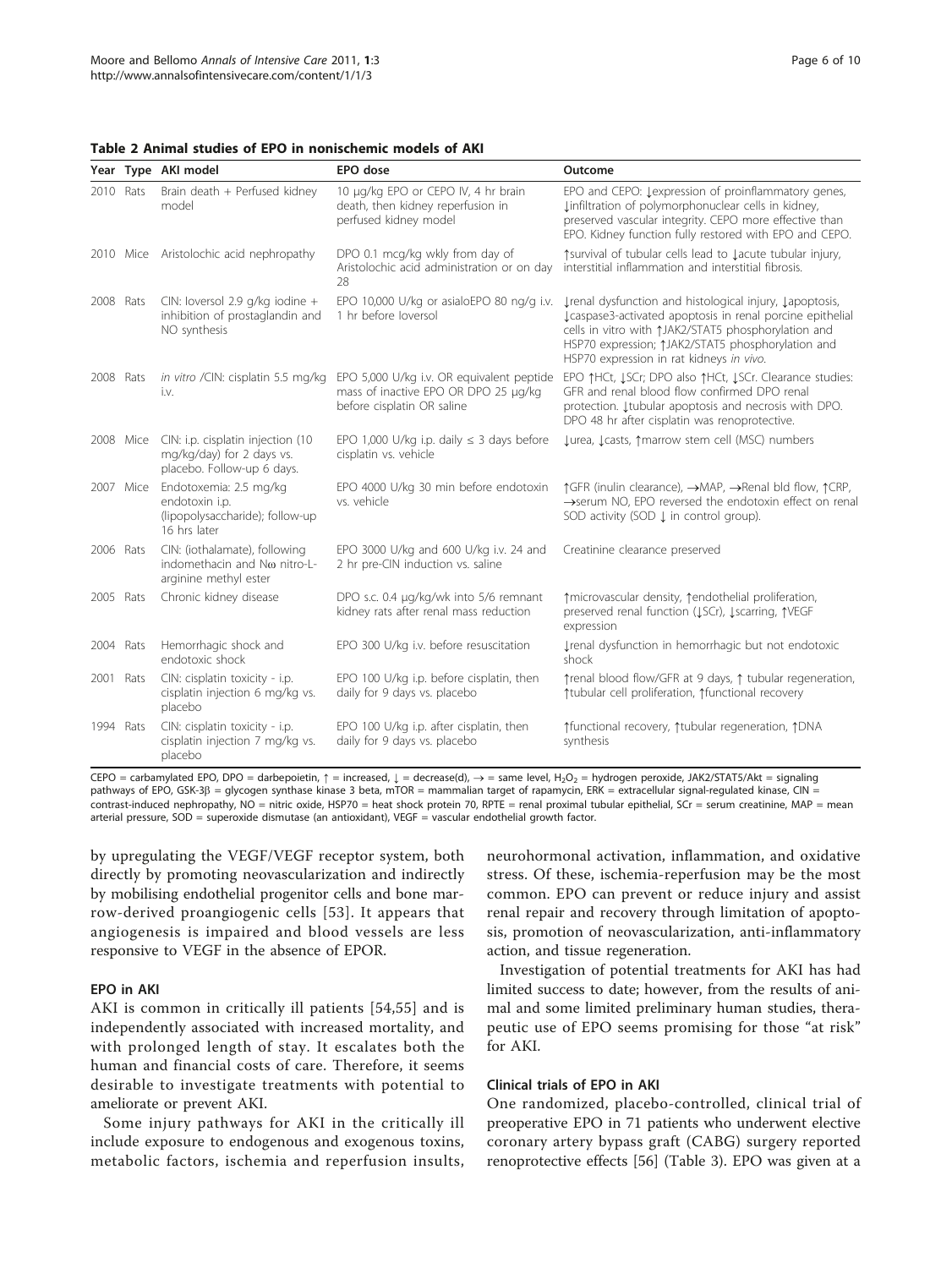**Table 2 Animal studies of EPO in nonischemic models of AKI**

| Year | Type | AKI model | EPO dose | Outcome |
|---|---|---|---|---|
| 2010 | Rats | Brain death + Perfused kidney model | 10 μg/kg EPO or CEPO IV, 4 hr brain death, then kidney reperfusion in perfused kidney model | EPO and CEPO: ↓expression of proinflammatory genes, ↓infiltration of polymorphonuclear cells in kidney, preserved vascular integrity. CEPO more effective than EPO. Kidney function fully restored with EPO and CEPO. |
| 2010 | Mice | Aristolochic acid nephropathy | DPO 0.1 mcg/kg wkly from day of Aristolochic acid administration or on day 28 | ↑survival of tubular cells lead to ↓acute tubular injury, interstitial inflammation and interstitial fibrosis. |
| 2008 | Rats | CIN: Ioversol 2.9 g/kg iodine + inhibition of prostaglandin and NO synthesis | EPO 10,000 U/kg or asialoEPO 80 ng/g i.v. 1 hr before Ioversol | ↓renal dysfunction and histological injury, ↓apoptosis, ↓caspase3-activated apoptosis in renal porcine epithelial cells in vitro with ↑JAK2/STAT5 phosphorylation and HSP70 expression; ↑JAK2/STAT5 phosphorylation and HSP70 expression in rat kidneys *in vivo*. |
| 2008 | Rats | *in vitro* /CIN: cisplatin 5.5 mg/kg i.v. | EPO 5,000 U/kg i.v. OR equivalent peptide mass of inactive EPO OR DPO 25 μg/kg before cisplatin OR saline | EPO ↑HCt, ↓SCr; DPO also ↑HCt, ↓SCr. Clearance studies: GFR and renal blood flow confirmed DPO renal protection. ↓tubular apoptosis and necrosis with DPO. DPO 48 hr after cisplatin was renoprotective. |
| 2008 | Mice | CIN: i.p. cisplatin injection (10 mg/kg/day) for 2 days vs. placebo. Follow-up 6 days. | EPO 1,000 U/kg i.p. daily ≤ 3 days before cisplatin vs. vehicle | ↓urea, ↓casts, ↑marrow stem cell (MSC) numbers |
| 2007 | Mice | Endotoxemia: 2.5 mg/kg endotoxin i.p. (lipopolysaccharide); follow-up 16 hrs later | EPO 4000 U/kg 30 min before endotoxin vs. vehicle | ↑GFR (inulin clearance), →MAP, →Renal bld flow, ↑CRP, →serum NO, EPO reversed the endotoxin effect on renal SOD activity (SOD ↓ in control group). |
| 2006 | Rats | CIN: (iothalamate), following indomethacin and Nω nitro-L-arginine methyl ester | EPO 3000 U/kg and 600 U/kg i.v. 24 and 2 hr pre-CIN induction vs. saline | Creatinine clearance preserved |
| 2005 | Rats | Chronic kidney disease | DPO s.c. 0.4 μg/kg/wk into 5/6 remnant kidney rats after renal mass reduction | ↑microvascular density, ↑endothelial proliferation, preserved renal function (↓SCr), ↓scarring, ↑VEGF expression |
| 2004 | Rats | Hemorrhagic shock and endotoxic shock | EPO 300 U/kg i.v. before resuscitation | ↓renal dysfunction in hemorrhagic but not endotoxic shock |
| 2001 | Rats | CIN: cisplatin toxicity - i.p. cisplatin injection 6 mg/kg vs. placebo | EPO 100 U/kg i.p. before cisplatin, then daily for 9 days vs. placebo | ↑renal blood flow/GFR at 9 days, ↑ tubular regeneration, ↑tubular cell proliferation, ↑functional recovery |
| 1994 | Rats | CIN: cisplatin toxicity - i.p. cisplatin injection 7 mg/kg vs. placebo | EPO 100 U/kg i.p. after cisplatin, then daily for 9 days vs. placebo | ↑functional recovery, ↑tubular regeneration, ↑DNA synthesis |

CEPO = carbamylated EPO, DPO = darbepoietin, ↑ = increased, ↓ = decrease(d), → = same level, $H_2O_2$ = hydrogen peroxide, JAK2/STAT5/Akt = signaling pathways of EPO, GSK-3β = glycogen synthase kinase 3 beta, mTOR = mammalian target of rapamycin, ERK = extracellular signal-regulated kinase, CIN = contrast-induced nephropathy, NO = nitric oxide, HSP70 = heat shock protein 70, RPTE = renal proximal tubular epithelial, SCr = serum creatinine, MAP = mean arterial pressure, SOD = superoxide dismutase (an antioxidant), VEGF = vascular endothelial growth factor.

by upregulating the VEGF/VEGF receptor system, both directly by promoting neovascularization and indirectly by mobilising endothelial progenitor cells and bone marrow-derived proangiogenic cells [53]. It appears that angiogenesis is impaired and blood vessels are less responsive to VEGF in the absence of EPOR.

### EPO in AKI

AKI is common in critically ill patients [54,55] and is independently associated with increased mortality, and with prolonged length of stay. It escalates both the human and financial costs of care. Therefore, it seems desirable to investigate treatments with potential to ameliorate or prevent AKI.

Some injury pathways for AKI in the critically ill include exposure to endogenous and exogenous toxins, metabolic factors, ischemia and reperfusion insults, neurohormonal activation, inflammation, and oxidative stress. Of these, ischemia-reperfusion may be the most common. EPO can prevent or reduce injury and assist renal repair and recovery through limitation of apoptosis, promotion of neovascularization, anti-inflammatory action, and tissue regeneration.

Investigation of potential treatments for AKI has had limited success to date; however, from the results of animal and some limited preliminary human studies, therapeutic use of EPO seems promising for those "at risk" for AKI.

### Clinical trials of EPO in AKI

One randomized, placebo-controlled, clinical trial of preoperative EPO in 71 patients who underwent elective coronary artery bypass graft (CABG) surgery reported renoprotective effects [56] (Table 3). EPO was given at a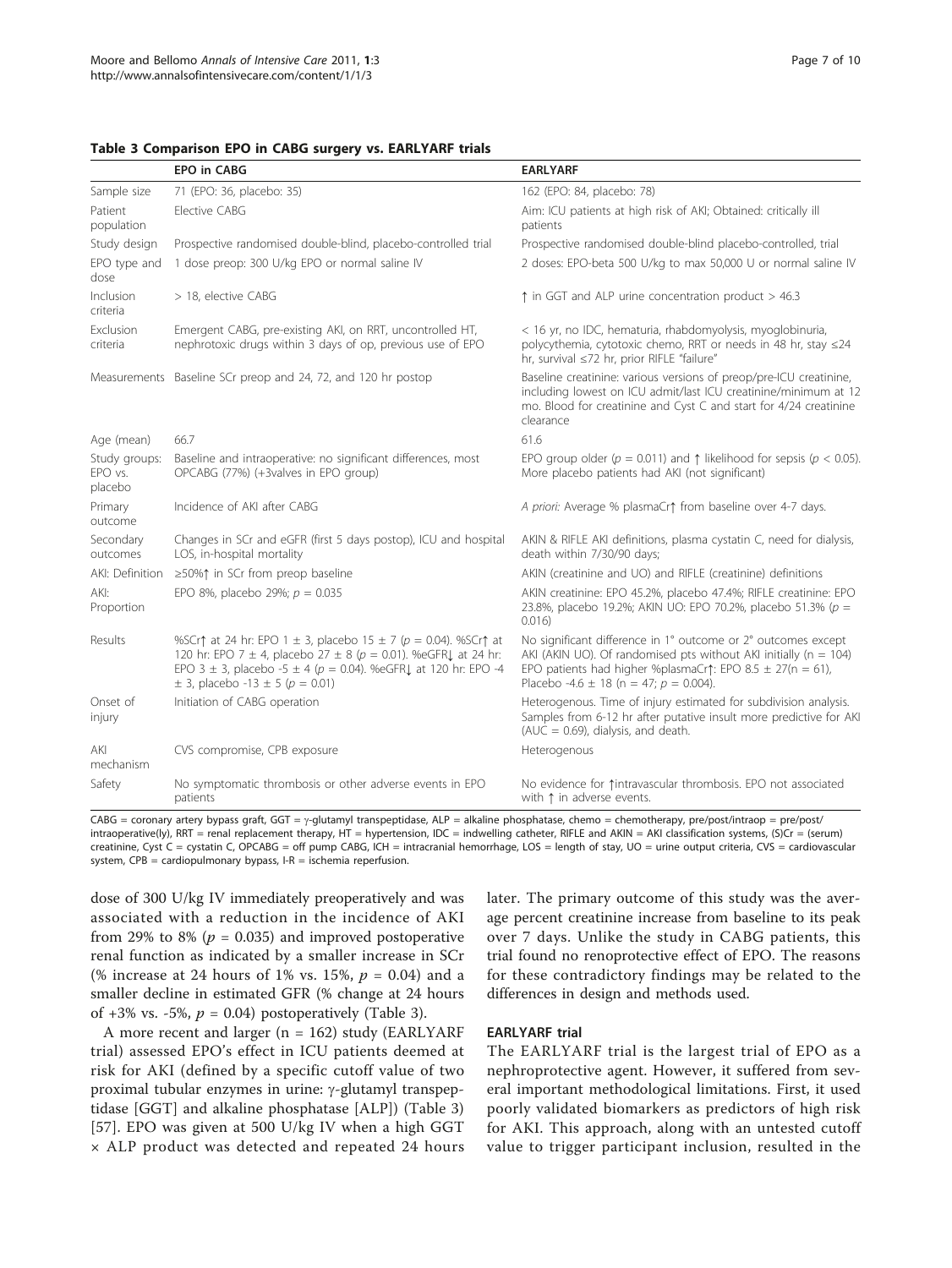**Table 3 Comparison EPO in CABG surgery vs. EARLYARF trials**

| | EPO in CABG | EARLYARF |
|---|---|---|
| Sample size | 71 (EPO: 36, placebo: 35) | 162 (EPO: 84, placebo: 78) |
| Patient population | Elective CABG | Aim: ICU patients at high risk of AKI; Obtained: critically ill patients |
| Study design | Prospective randomised double-blind, placebo-controlled trial | Prospective randomised double-blind placebo-controlled, trial |
| EPO type and dose | 1 dose preop: 300 U/kg EPO or normal saline IV | 2 doses: EPO-beta 500 U/kg to max 50,000 U or normal saline IV |
| Inclusion criteria | > 18, elective CABG | ↑ in GGT and ALP urine concentration product > 46.3 |
| Exclusion criteria | Emergent CABG, pre-existing AKI, on RRT, uncontrolled HT, nephrotoxic drugs within 3 days of op, previous use of EPO | < 16 yr, no IDC, hematuria, rhabdomyolysis, myoglobinuria, polycythemia, cytotoxic chemo, RRT or needs in 48 hr, stay ≤24 hr, survival ≤72 hr, prior RIFLE "failure" |
| Measurements | Baseline SCr preop and 24, 72, and 120 hr postop | Baseline creatinine: various versions of preop/pre-ICU creatinine, including lowest on ICU admit/last ICU creatinine/minimum at 12 mo. Blood for creatinine and Cyst C and start for 4/24 creatinine clearance |
| Age (mean) | 66.7 | 61.6 |
| Study groups: EPO vs. placebo | Baseline and intraoperative: no significant differences, most OPCABG (77%) (+3valves in EPO group) | EPO group older ($p$ = 0.011) and ↑ likelihood for sepsis ($p$ < 0.05). More placebo patients had AKI (not significant) |
| Primary outcome | Incidence of AKI after CABG | *A priori:* Average % plasmaCr↑ from baseline over 4-7 days. |
| Secondary outcomes | Changes in SCr and eGFR (first 5 days postop), ICU and hospital LOS, in-hospital mortality | AKIN & RIFLE AKI definitions, plasma cystatin C, need for dialysis, death within 7/30/90 days; |
| AKI: Definition | ≥50%↑ in SCr from preop baseline | AKIN (creatinine and UO) and RIFLE (creatinine) definitions |
| AKI: Proportion | EPO 8%, placebo 29%; $p$ = 0.035 | AKIN creatinine: EPO 45.2%, placebo 47.4%; RIFLE creatinine: EPO 23.8%, placebo 19.2%; AKIN UO: EPO 70.2%, placebo 51.3% ($p$ = 0.016) |
| Results | %SCr↑ at 24 hr: EPO 1 ± 3, placebo 15 ± 7 ($p$ = 0.04). %SCr↑ at 120 hr: EPO 7 ± 4, placebo 27 ± 8 ($p$ = 0.01). %eGFR↓ at 24 hr: EPO 3 ± 3, placebo -5 ± 4 ($p$ = 0.04). %eGFR↓ at 120 hr: EPO -4 ± 3, placebo -13 ± 5 ($p$ = 0.01) | No significant difference in 1° outcome or 2° outcomes except AKI (AKIN UO). Of randomised pts without AKI initially (n = 104) EPO patients had higher %plasmaCr↑: EPO 8.5 ± 27(n = 61), Placebo -4.6 ± 18 (n = 47; $p$ = 0.004). |
| Onset of injury | Initiation of CABG operation | Heterogenous. Time of injury estimated for subdivision analysis. Samples from 6-12 hr after putative insult more predictive for AKI (AUC = 0.69), dialysis, and death. |
| AKI mechanism | CVS compromise, CPB exposure | Heterogenous |
| Safety | No symptomatic thrombosis or other adverse events in EPO patients | No evidence for ↑intravascular thrombosis. EPO not associated with ↑ in adverse events. |

CABG = coronary artery bypass graft, GGT = γ-glutamyl transpeptidase, ALP = alkaline phosphatase, chemo = chemotherapy, pre/post/intraop = pre/post/intraoperative(ly), RRT = renal replacement therapy, HT = hypertension, IDC = indwelling catheter, RIFLE and AKIN = AKI classification systems, (S)Cr = (serum) creatinine, Cyst C = cystatin C, OPCABG = off pump CABG, ICH = intracranial hemorrhage, LOS = length of stay, UO = urine output criteria, CVS = cardiovascular system, CPB = cardiopulmonary bypass, I-R = ischemia reperfusion.

dose of 300 U/kg IV immediately preoperatively and was associated with a reduction in the incidence of AKI from 29% to 8% ($p$ = 0.035) and improved postoperative renal function as indicated by a smaller increase in SCr (% increase at 24 hours of 1% vs. 15%, $p$ = 0.04) and a smaller decline in estimated GFR (% change at 24 hours of +3% vs. -5%, $p$ = 0.04) postoperatively (Table 3).

A more recent and larger (n = 162) study (EARLYARF trial) assessed EPO's effect in ICU patients deemed at risk for AKI (defined by a specific cutoff value of two proximal tubular enzymes in urine: γ-glutamyl transpeptidase [GGT] and alkaline phosphatase [ALP]) (Table 3) [57]. EPO was given at 500 U/kg IV when a high GGT × ALP product was detected and repeated 24 hours later. The primary outcome of this study was the average percent creatinine increase from baseline to its peak over 7 days. Unlike the study in CABG patients, this trial found no renoprotective effect of EPO. The reasons for these contradictory findings may be related to the differences in design and methods used.

#### EARLYARF trial

The EARLYARF trial is the largest trial of EPO as a nephroprotective agent. However, it suffered from several important methodological limitations. First, it used poorly validated biomarkers as predictors of high risk for AKI. This approach, along with an untested cutoff value to trigger participant inclusion, resulted in the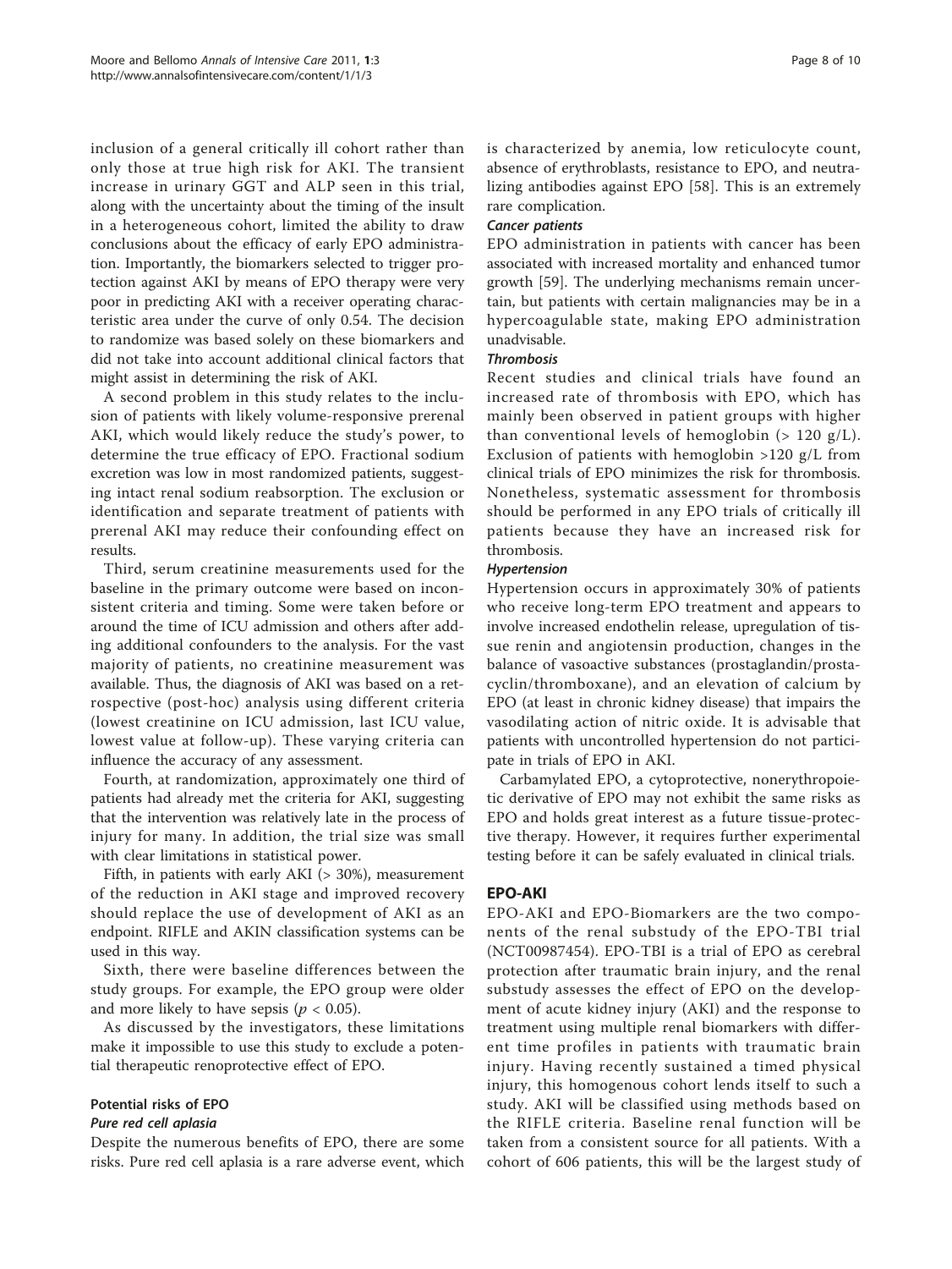inclusion of a general critically ill cohort rather than only those at true high risk for AKI. The transient increase in urinary GGT and ALP seen in this trial, along with the uncertainty about the timing of the insult in a heterogeneous cohort, limited the ability to draw conclusions about the efficacy of early EPO administration. Importantly, the biomarkers selected to trigger protection against AKI by means of EPO therapy were very poor in predicting AKI with a receiver operating characteristic area under the curve of only 0.54. The decision to randomize was based solely on these biomarkers and did not take into account additional clinical factors that might assist in determining the risk of AKI.

A second problem in this study relates to the inclusion of patients with likely volume-responsive prerenal AKI, which would likely reduce the study's power, to determine the true efficacy of EPO. Fractional sodium excretion was low in most randomized patients, suggesting intact renal sodium reabsorption. The exclusion or identification and separate treatment of patients with prerenal AKI may reduce their confounding effect on results.

Third, serum creatinine measurements used for the baseline in the primary outcome were based on inconsistent criteria and timing. Some were taken before or around the time of ICU admission and others after adding additional confounders to the analysis. For the vast majority of patients, no creatinine measurement was available. Thus, the diagnosis of AKI was based on a retrospective (post-hoc) analysis using different criteria (lowest creatinine on ICU admission, last ICU value, lowest value at follow-up). These varying criteria can influence the accuracy of any assessment.

Fourth, at randomization, approximately one third of patients had already met the criteria for AKI, suggesting that the intervention was relatively late in the process of injury for many. In addition, the trial size was small with clear limitations in statistical power.

Fifth, in patients with early AKI (> 30%), measurement of the reduction in AKI stage and improved recovery should replace the use of development of AKI as an endpoint. RIFLE and AKIN classification systems can be used in this way.

Sixth, there were baseline differences between the study groups. For example, the EPO group were older and more likely to have sepsis ($p < 0.05$).

As discussed by the investigators, these limitations make it impossible to use this study to exclude a potential therapeutic renoprotective effect of EPO.

### Potential risks of EPO

#### *Pure red cell aplasia*

Despite the numerous benefits of EPO, there are some risks. Pure red cell aplasia is a rare adverse event, which is characterized by anemia, low reticulocyte count, absence of erythroblasts, resistance to EPO, and neutralizing antibodies against EPO [58]. This is an extremely rare complication.

#### *Cancer patients*

EPO administration in patients with cancer has been associated with increased mortality and enhanced tumor growth [59]. The underlying mechanisms remain uncertain, but patients with certain malignancies may be in a hypercoagulable state, making EPO administration unadvisable.

#### *Thrombosis*

Recent studies and clinical trials have found an increased rate of thrombosis with EPO, which has mainly been observed in patient groups with higher than conventional levels of hemoglobin (> 120 g/L). Exclusion of patients with hemoglobin >120 g/L from clinical trials of EPO minimizes the risk for thrombosis. Nonetheless, systematic assessment for thrombosis should be performed in any EPO trials of critically ill patients because they have an increased risk for thrombosis.

#### *Hypertension*

Hypertension occurs in approximately 30% of patients who receive long-term EPO treatment and appears to involve increased endothelin release, upregulation of tissue renin and angiotensin production, changes in the balance of vasoactive substances (prostaglandin/prostacyclin/thromboxane), and an elevation of calcium by EPO (at least in chronic kidney disease) that impairs the vasodilating action of nitric oxide. It is advisable that patients with uncontrolled hypertension do not participate in trials of EPO in AKI.

Carbamylated EPO, a cytoprotective, nonerythropoietic derivative of EPO may not exhibit the same risks as EPO and holds great interest as a future tissue-protective therapy. However, it requires further experimental testing before it can be safely evaluated in clinical trials.

## EPO-AKI

EPO-AKI and EPO-Biomarkers are the two components of the renal substudy of the EPO-TBI trial (NCT00987454). EPO-TBI is a trial of EPO as cerebral protection after traumatic brain injury, and the renal substudy assesses the effect of EPO on the development of acute kidney injury (AKI) and the response to treatment using multiple renal biomarkers with different time profiles in patients with traumatic brain injury. Having recently sustained a timed physical injury, this homogenous cohort lends itself to such a study. AKI will be classified using methods based on the RIFLE criteria. Baseline renal function will be taken from a consistent source for all patients. With a cohort of 606 patients, this will be the largest study of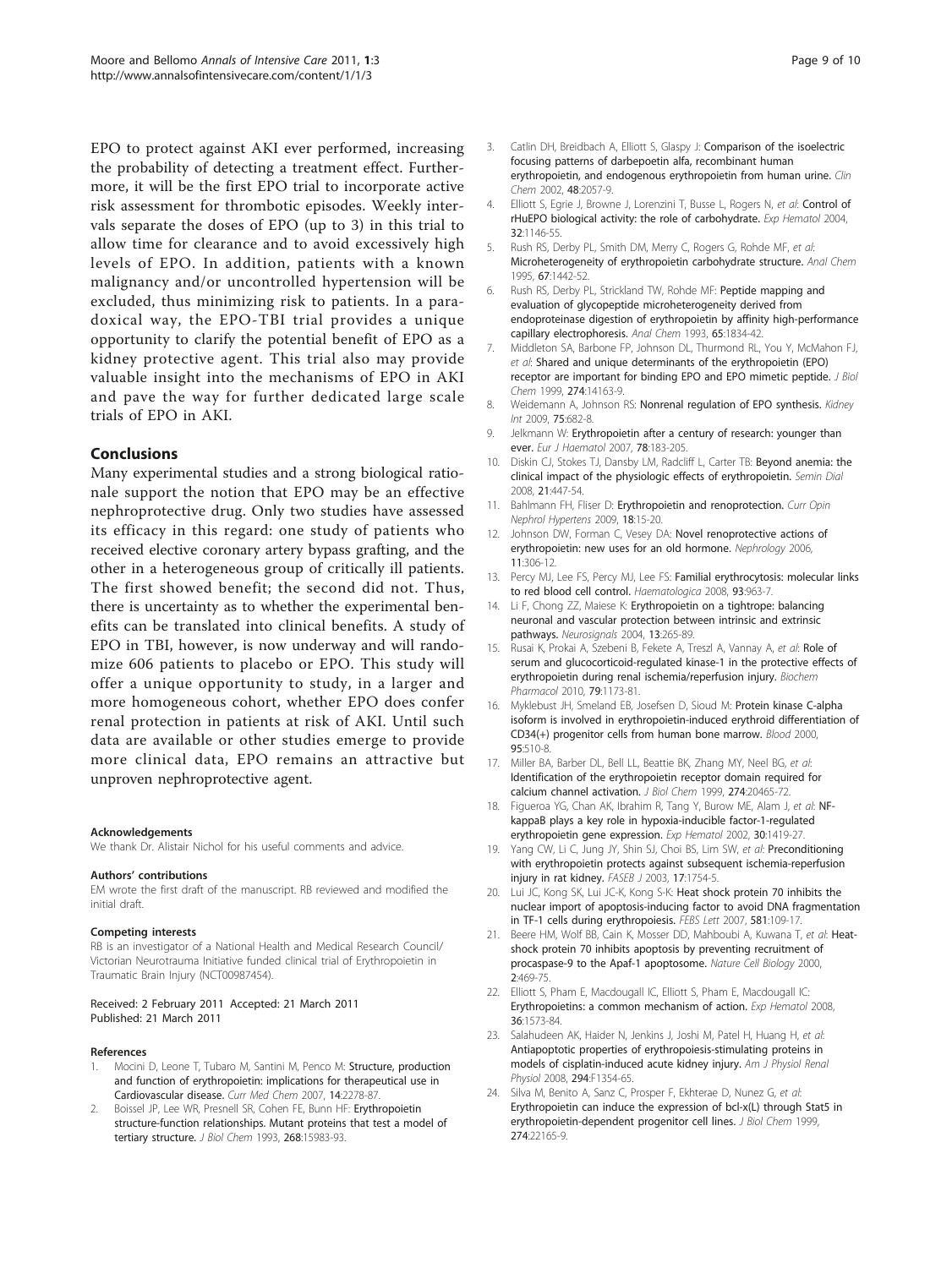EPO to protect against AKI ever performed, increasing the probability of detecting a treatment effect. Furthermore, it will be the first EPO trial to incorporate active risk assessment for thrombotic episodes. Weekly intervals separate the doses of EPO (up to 3) in this trial to allow time for clearance and to avoid excessively high levels of EPO. In addition, patients with a known malignancy and/or uncontrolled hypertension will be excluded, thus minimizing risk to patients. In a paradoxical way, the EPO-TBI trial provides a unique opportunity to clarify the potential benefit of EPO as a kidney protective agent. This trial also may provide valuable insight into the mechanisms of EPO in AKI and pave the way for further dedicated large scale trials of EPO in AKI.

## Conclusions

Many experimental studies and a strong biological rationale support the notion that EPO may be an effective nephroprotective drug. Only two studies have assessed its efficacy in this regard: one study of patients who received elective coronary artery bypass grafting, and the other in a heterogeneous group of critically ill patients. The first showed benefit; the second did not. Thus, there is uncertainty as to whether the experimental benefits can be translated into clinical benefits. A study of EPO in TBI, however, is now underway and will randomize 606 patients to placebo or EPO. This study will offer a unique opportunity to study, in a larger and more homogeneous cohort, whether EPO does confer renal protection in patients at risk of AKI. Until such data are available or other studies emerge to provide more clinical data, EPO remains an attractive but unproven nephroprotective agent.

#### Acknowledgements

We thank Dr. Alistair Nichol for his useful comments and advice.

#### Authors' contributions

EM wrote the first draft of the manuscript. RB reviewed and modified the initial draft.

#### Competing interests

RB is an investigator of a National Health and Medical Research Council/ Victorian Neurotrauma Initiative funded clinical trial of Erythropoietin in Traumatic Brain Injury (NCT00987454).

Received: 2 February 2011 Accepted: 21 March 2011
Published: 21 March 2011

#### References

1. Mocini D, Leone T, Tubaro M, Santini M, Penco M: **Structure, production and function of erythropoietin: implications for therapeutical use in Cardiovascular disease.** *Curr Med Chem* 2007, **14**:2278-87.
2. Boissel JP, Lee WR, Presnell SR, Cohen FE, Bunn HF: **Erythropoietin structure-function relationships. Mutant proteins that test a model of tertiary structure.** *J Biol Chem* 1993, **268**:15983-93.
3. Catlin DH, Breidbach A, Elliott S, Glaspy J: **Comparison of the isoelectric focusing patterns of darbepoetin alfa, recombinant human erythropoietin, and endogenous erythropoietin from human urine.** *Clin Chem* 2002, **48**:2057-9.
4. Elliott S, Egrie J, Browne J, Lorenzini T, Busse L, Rogers N, *et al*: **Control of rHuEPO biological activity: the role of carbohydrate.** *Exp Hematol* 2004, **32**:1146-55.
5. Rush RS, Derby PL, Smith DM, Merry C, Rogers G, Rohde MF, *et al*: **Microheterogeneity of erythropoietin carbohydrate structure.** *Anal Chem* 1995, **67**:1442-52.
6. Rush RS, Derby PL, Strickland TW, Rohde MF: **Peptide mapping and evaluation of glycopeptide microheterogeneity derived from endoproteinase digestion of erythropoietin by affinity high-performance capillary electrophoresis.** *Anal Chem* 1993, **65**:1834-42.
7. Middleton SA, Barbone FP, Johnson DL, Thurmond RL, You Y, McMahon FJ, *et al*: **Shared and unique determinants of the erythropoietin (EPO) receptor are important for binding EPO and EPO mimetic peptide.** *J Biol Chem* 1999, **274**:14163-9.
8. Weidemann A, Johnson RS: **Nonrenal regulation of EPO synthesis.** *Kidney Int* 2009, **75**:682-8.
9. Jelkmann W: **Erythropoietin after a century of research: younger than ever.** *Eur J Haematol* 2007, **78**:183-205.
10. Diskin CJ, Stokes TJ, Dansby LM, Radcliff L, Carter TB: **Beyond anemia: the clinical impact of the physiologic effects of erythropoietin.** *Semin Dial* 2008, **21**:447-54.
11. Bahlmann FH, Fliser D: **Erythropoietin and renoprotection.** *Curr Opin Nephrol Hypertens* 2009, **18**:15-20.
12. Johnson DW, Forman C, Vesey DA: **Novel renoprotective actions of erythropoietin: new uses for an old hormone.** *Nephrology* 2006, **11**:306-12.
13. Percy MJ, Lee FS, Percy MJ, Lee FS: **Familial erythrocytosis: molecular links to red blood cell control.** *Haematologica* 2008, **93**:963-7.
14. Li F, Chong ZZ, Maiese K: **Erythropoietin on a tightrope: balancing neuronal and vascular protection between intrinsic and extrinsic pathways.** *Neurosignals* 2004, **13**:265-89.
15. Rusai K, Prokai A, Szebeni B, Fekete A, Treszl A, Vannay A, *et al*: **Role of serum and glucocorticoid-regulated kinase-1 in the protective effects of erythropoietin during renal ischemia/reperfusion injury.** *Biochem Pharmacol* 2010, **79**:1173-81.
16. Myklebust JH, Smeland EB, Josefsen D, Sioud M: **Protein kinase C-alpha isoform is involved in erythropoietin-induced erythroid differentiation of CD34(+) progenitor cells from human bone marrow.** *Blood* 2000, **95**:510-8.
17. Miller BA, Barber DL, Bell LL, Beattie BK, Zhang MY, Neel BG, *et al*: **Identification of the erythropoietin receptor domain required for calcium channel activation.** *J Biol Chem* 1999, **274**:20465-72.
18. Figueroa YG, Chan AK, Ibrahim R, Tang Y, Burow ME, Alam J, *et al*: **NF-kappaB plays a key role in hypoxia-inducible factor-1-regulated erythropoietin gene expression.** *Exp Hematol* 2002, **30**:1419-27.
19. Yang CW, Li C, Jung JY, Shin SJ, Choi BS, Lim SW, *et al*: **Preconditioning with erythropoietin protects against subsequent ischemia-reperfusion injury in rat kidney.** *FASEB J* 2003, **17**:1754-5.
20. Lui JC, Kong SK, Lui JC-K, Kong S-K: **Heat shock protein 70 inhibits the nuclear import of apoptosis-inducing factor to avoid DNA fragmentation in TF-1 cells during erythropoiesis.** *FEBS Lett* 2007, **581**:109-17.
21. Beere HM, Wolf BB, Cain K, Mosser DD, Mahboubi A, Kuwana T, *et al*: **Heat-shock protein 70 inhibits apoptosis by preventing recruitment of procaspase-9 to the Apaf-1 apoptosome.** *Nature Cell Biology* 2000, **2**:469-75.
22. Elliott S, Pham E, Macdougall IC, Elliott S, Pham E, Macdougall IC: **Erythropoietins: a common mechanism of action.** *Exp Hematol* 2008, **36**:1573-84.
23. Salahudeen AK, Haider N, Jenkins J, Joshi M, Patel H, Huang H, *et al*: **Antiapoptotic properties of erythropoiesis-stimulating proteins in models of cisplatin-induced acute kidney injury.** *Am J Physiol Renal Physiol* 2008, **294**:F1354-65.
24. Silva M, Benito A, Sanz C, Prosper F, Ekhterae D, Nunez G, *et al*: **Erythropoietin can induce the expression of bcl-x(L) through Stat5 in erythropoietin-dependent progenitor cell lines.** *J Biol Chem* 1999, **274**:22165-9.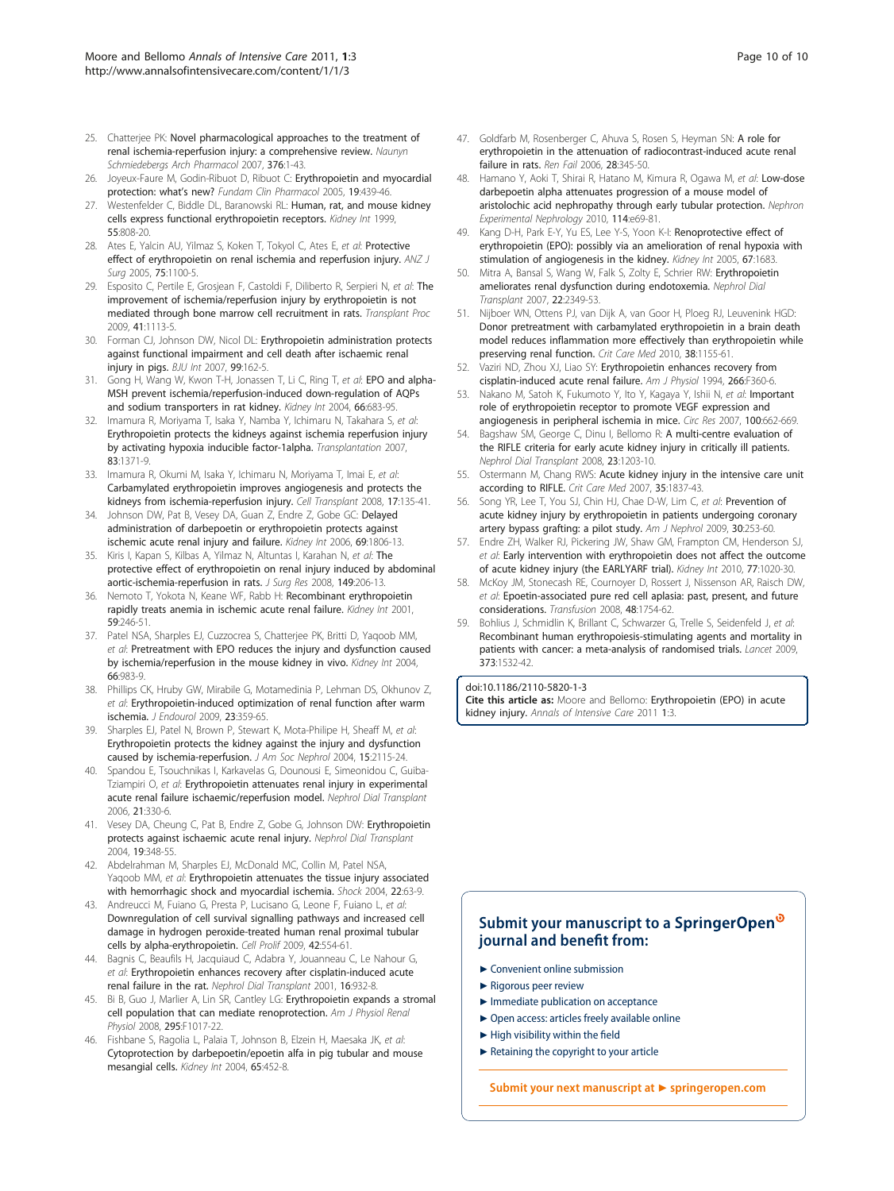25. Chatterjee PK: Novel pharmacological approaches to the treatment of renal ischemia-reperfusion injury: a comprehensive review. *Naunyn Schmiedebergs Arch Pharmacol* 2007, **376**:1-43.
26. Joyeux-Faure M, Godin-Ribuot D, Ribuot C: Erythropoietin and myocardial protection: what's new? *Fundam Clin Pharmacol* 2005, **19**:439-46.
27. Westenfelder C, Biddle DL, Baranowski RL: Human, rat, and mouse kidney cells express functional erythropoietin receptors. *Kidney Int* 1999, **55**:808-20.
28. Ates E, Yalcin AU, Yilmaz S, Koken T, Tokyol C, Ates E, *et al*: Protective effect of erythropoietin on renal ischemia and reperfusion injury. *ANZ J Surg* 2005, **75**:1100-5.
29. Esposito C, Pertile E, Grosjean F, Castoldi F, Diliberto R, Serpieri N, *et al*: The improvement of ischemia/reperfusion injury by erythropoietin is not mediated through bone marrow cell recruitment in rats. *Transplant Proc* 2009, **41**:1113-5.
30. Forman CJ, Johnson DW, Nicol DL: Erythropoietin administration protects against functional impairment and cell death after ischaemic renal injury in pigs. *BJU Int* 2007, **99**:162-5.
31. Gong H, Wang W, Kwon T-H, Jonassen T, Li C, Ring T, *et al*: EPO and alpha-MSH prevent ischemia/reperfusion-induced down-regulation of AQPs and sodium transporters in rat kidney. *Kidney Int* 2004, **66**:683-95.
32. Imamura R, Moriyama T, Isaka Y, Namba Y, Ichimaru N, Takahara S, *et al*: Erythropoietin protects the kidneys against ischemia reperfusion injury by activating hypoxia inducible factor-1alpha. *Transplantation* 2007, **83**:1371-9.
33. Imamura R, Okumi M, Isaka Y, Ichimaru N, Moriyama T, Imai E, *et al*: Carbamylated erythropoietin improves angiogenesis and protects the kidneys from ischemia-reperfusion injury. *Cell Transplant* 2008, **17**:135-41.
34. Johnson DW, Pat B, Vesey DA, Guan Z, Endre Z, Gobe GC: Delayed administration of darbepoetin or erythropoietin protects against ischemic acute renal injury and failure. *Kidney Int* 2006, **69**:1806-13.
35. Kiris I, Kapan S, Kilbas A, Yilmaz N, Altuntas I, Karahan N, *et al*: The protective effect of erythropoietin on renal injury induced by abdominal aortic-ischemia-reperfusion in rats. *J Surg Res* 2008, **149**:206-13.
36. Nemoto T, Yokota N, Keane WF, Rabb H: Recombinant erythropoietin rapidly treats anemia in ischemic acute renal failure. *Kidney Int* 2001, **59**:246-51.
37. Patel NSA, Sharples EJ, Cuzzocrea S, Chatterjee PK, Britti D, Yaqoob MM, *et al*: Pretreatment with EPO reduces the injury and dysfunction caused by ischemia/reperfusion in the mouse kidney in vivo. *Kidney Int* 2004, **66**:983-9.
38. Phillips CK, Hruby GW, Mirabile G, Motamedinia P, Lehman DS, Okhunov Z, *et al*: Erythropoietin-induced optimization of renal function after warm ischemia. *J Endourol* 2009, **23**:359-65.
39. Sharples EJ, Patel N, Brown P, Stewart K, Mota-Philipe H, Sheaff M, *et al*: Erythropoietin protects the kidney against the injury and dysfunction caused by ischemia-reperfusion. *J Am Soc Nephrol* 2004, **15**:2115-24.
40. Spandou E, Tsouchnikas I, Karkavelas G, Dounousi E, Simeonidou C, Guiba-Tziampiri O, *et al*: Erythropoietin attenuates renal injury in experimental acute renal failure ischaemic/reperfusion model. *Nephrol Dial Transplant* 2006, **21**:330-6.
41. Vesey DA, Cheung C, Pat B, Endre Z, Gobe G, Johnson DW: Erythropoietin protects against ischaemic acute renal injury. *Nephrol Dial Transplant* 2004, **19**:348-55.
42. Abdelrahman M, Sharples EJ, McDonald MC, Collin M, Patel NSA, Yaqoob MM, *et al*: Erythropoietin attenuates the tissue injury associated with hemorrhagic shock and myocardial ischemia. *Shock* 2004, **22**:63-9.
43. Andreucci M, Fuiano G, Presta P, Lucisano G, Leone F, Fuiano L, *et al*: Downregulation of cell survival signalling pathways and increased cell damage in hydrogen peroxide-treated human renal proximal tubular cells by alpha-erythropoietin. *Cell Prolif* 2009, **42**:554-61.
44. Bagnis C, Beaufils H, Jacquiaud C, Adabra Y, Jouanneau C, Le Nahour G, *et al*: Erythropoietin enhances recovery after cisplatin-induced acute renal failure in the rat. *Nephrol Dial Transplant* 2001, **16**:932-8.
45. Bi B, Guo J, Marlier A, Lin SR, Cantley LG: Erythropoietin expands a stromal cell population that can mediate renoprotection. *Am J Physiol Renal Physiol* 2008, **295**:F1017-22.
46. Fishbane S, Ragolia L, Palaia T, Johnson B, Elzein H, Maesaka JK, *et al*: Cytoprotection by darbepoetin/epoetin alfa in pig tubular and mouse mesangial cells. *Kidney Int* 2004, **65**:452-8.
47. Goldfarb M, Rosenberger C, Ahuva S, Rosen S, Heyman SN: A role for erythropoietin in the attenuation of radiocontrast-induced acute renal failure in rats. *Ren Fail* 2006, **28**:345-50.
48. Hamano Y, Aoki T, Shirai R, Hatano M, Kimura R, Ogawa M, *et al*: Low-dose darbepoetin alpha attenuates progression of a mouse model of aristolochic acid nephropathy through early tubular protection. *Nephron Experimental Nephrology* 2010, **114**:e69-81.
49. Kang D-H, Park E-Y, Yu ES, Lee Y-S, Yoon K-I: Renoprotective effect of erythropoietin (EPO): possibly via an amelioration of renal hypoxia with stimulation of angiogenesis in the kidney. *Kidney Int* 2005, **67**:1683.
50. Mitra A, Bansal S, Wang W, Falk S, Zolty E, Schrier RW: Erythropoietin ameliorates renal dysfunction during endotoxemia. *Nephrol Dial Transplant* 2007, **22**:2349-53.
51. Nijboer WN, Ottens PJ, van Dijk A, van Goor H, Ploeg RJ, Leuvenink HGD: Donor pretreatment with carbamylated erythropoietin in a brain death model reduces inflammation more effectively than erythropoietin while preserving renal function. *Crit Care Med* 2010, **38**:1155-61.
52. Vaziri ND, Zhou XJ, Liao SY: Erythropoietin enhances recovery from cisplatin-induced acute renal failure. *Am J Physiol* 1994, **266**:F360-6.
53. Nakano M, Satoh K, Fukumoto Y, Ito Y, Kagaya Y, Ishii N, *et al*: Important role of erythropoietin receptor to promote VEGF expression and angiogenesis in peripheral ischemia in mice. *Circ Res* 2007, **100**:662-669.
54. Bagshaw SM, George C, Dinu I, Bellomo R: A multi-centre evaluation of the RIFLE criteria for early acute kidney injury in critically ill patients. *Nephrol Dial Transplant* 2008, **23**:1203-10.
55. Ostermann M, Chang RWS: Acute kidney injury in the intensive care unit according to RIFLE. *Crit Care Med* 2007, **35**:1837-43.
56. Song YR, Lee T, You SJ, Chin HJ, Chae D-W, Lim C, *et al*: Prevention of acute kidney injury by erythropoietin in patients undergoing coronary artery bypass grafting: a pilot study. *Am J Nephrol* 2009, **30**:253-60.
57. Endre ZH, Walker RJ, Pickering JW, Shaw GM, Frampton CM, Henderson SJ, *et al*: Early intervention with erythropoietin does not affect the outcome of acute kidney injury (the EARLYARF trial). *Kidney Int* 2010, **77**:1020-30.
58. McKoy JM, Stonecash RE, Cournoyer D, Rossert J, Nissenson AR, Raisch DW, *et al*: Epoetin-associated pure red cell aplasia: past, present, and future considerations. *Transfusion* 2008, **48**:1754-62.
59. Bohlius J, Schmidlin K, Brillant C, Schwarzer G, Trelle S, Seidenfeld J, *et al*: Recombinant human erythropoiesis-stimulating agents and mortality in patients with cancer: a meta-analysis of randomised trials. *Lancet* 2009, **373**:1532-42.

doi:10.1186/2110-5820-1-3
**Cite this article as:** Moore and Bellomo: Erythropoietin (EPO) in acute kidney injury. *Annals of Intensive Care* 2011 **1**:3.

**Submit your manuscript to a SpringerOpen journal and benefit from:**

- ► Convenient online submission
- ► Rigorous peer review
- ► Immediate publication on acceptance
- ► Open access: articles freely available online
- ► High visibility within the field
- ► Retaining the copyright to your article

**Submit your next manuscript at ► springeropen.com**